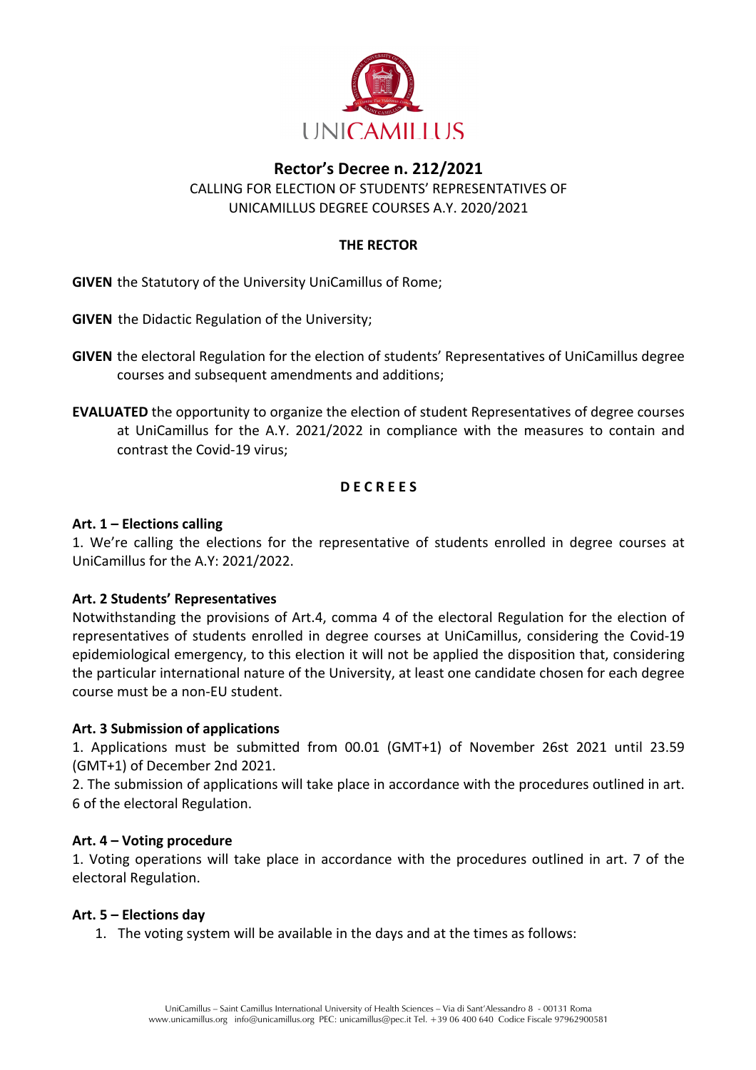# Rector's Decree n. 212/2021

CALLING FOR ELECTION OF STUDENTS' REPRESENTATIVES OF UNICAMILLUS DEGREE COURSES A.Y. 2020/2021

**THE RECTOR**

**GIVEN** the Statutory of the University UniCamillus of Rome;

**GIVEN** the Didactic Regulation of the University;

**GIVEN** the electoral Regulation for the election of students' Representatives of UniCamillus degree courses and subsequent amendments and additions;

**EVALUATED** the opportunity to organize the election of student Representatives of degree courses at UniCamillus for the A.Y. 2021/2022 in compliance with the measures to contain and contrast the Covid-19 virus;

**D E C R E E S**

**Art. 1 – Elections calling**

1. We're calling the elections for the representative of students enrolled in degree courses at UniCamillus for the A.Y: 2021/2022.

**Art. 2 Students' Representatives**

Notwithstanding the provisions of Art.4, comma 4 of the electoral Regulation for the election of representatives of students enrolled in degree courses at UniCamillus, considering the Covid-19 epidemiological emergency, to this election it will not be applied the disposition that, considering the particular international nature of the University, at least one candidate chosen for each degree course must be a non-EU student.

**Art. 3 Submission of applications**

1. Applications must be submitted from 00.01 (GMT+1) of November 26st 2021 until 23.59 (GMT+1) of December 2nd 2021.
2. The submission of applications will take place in accordance with the procedures outlined in art. 6 of the electoral Regulation.

**Art. 4 – Voting procedure**

1. Voting operations will take place in accordance with the procedures outlined in art. 7 of the electoral Regulation.

**Art. 5 – Elections day**

1. The voting system will be available in the days and at the times as follows: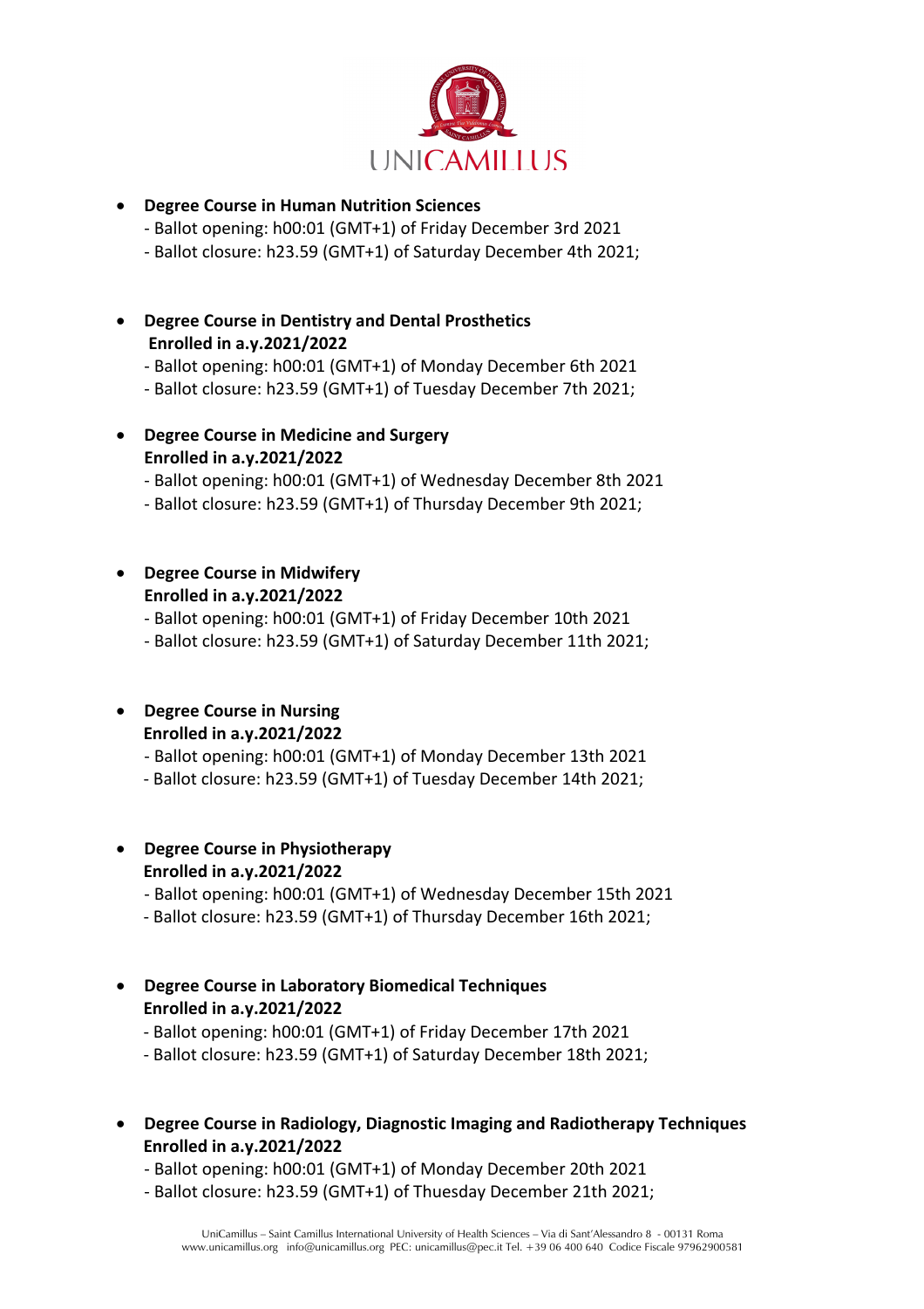- **Degree Course in Human Nutrition Sciences**
  - Ballot opening: h00:01 (GMT+1) of Friday December 3rd 2021
  - Ballot closure: h23.59 (GMT+1) of Saturday December 4th 2021;

- **Degree Course in Dentistry and Dental Prosthetics**
  **Enrolled in a.y.2021/2022**
  - Ballot opening: h00:01 (GMT+1) of Monday December 6th 2021
  - Ballot closure: h23.59 (GMT+1) of Tuesday December 7th 2021;

- **Degree Course in Medicine and Surgery**
  **Enrolled in a.y.2021/2022**
  - Ballot opening: h00:01 (GMT+1) of Wednesday December 8th 2021
  - Ballot closure: h23.59 (GMT+1) of Thursday December 9th 2021;

- **Degree Course in Midwifery**
  **Enrolled in a.y.2021/2022**
  - Ballot opening: h00:01 (GMT+1) of Friday December 10th 2021
  - Ballot closure: h23.59 (GMT+1) of Saturday December 11th 2021;

- **Degree Course in Nursing**
  **Enrolled in a.y.2021/2022**
  - Ballot opening: h00:01 (GMT+1) of Monday December 13th 2021
  - Ballot closure: h23.59 (GMT+1) of Tuesday December 14th 2021;

- **Degree Course in Physiotherapy**
  **Enrolled in a.y.2021/2022**
  - Ballot opening: h00:01 (GMT+1) of Wednesday December 15th 2021
  - Ballot closure: h23.59 (GMT+1) of Thursday December 16th 2021;

- **Degree Course in Laboratory Biomedical Techniques**
  **Enrolled in a.y.2021/2022**
  - Ballot opening: h00:01 (GMT+1) of Friday December 17th 2021
  - Ballot closure: h23.59 (GMT+1) of Saturday December 18th 2021;

- **Degree Course in Radiology, Diagnostic Imaging and Radiotherapy Techniques**
  **Enrolled in a.y.2021/2022**
  - Ballot opening: h00:01 (GMT+1) of Monday December 20th 2021
  - Ballot closure: h23.59 (GMT+1) of Thuesday December 21th 2021;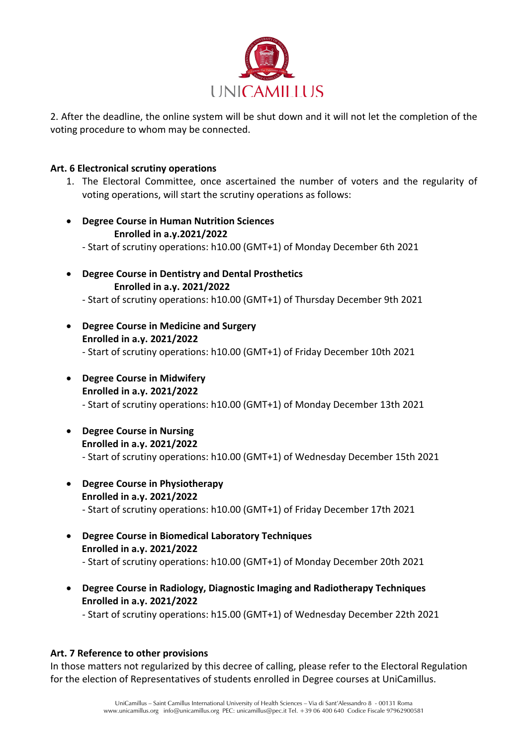2. After the deadline, the online system will be shut down and it will not let the completion of the voting procedure to whom may be connected.

**Art. 6 Electronical scrutiny operations**

1. The Electoral Committee, once ascertained the number of voters and the regularity of voting operations, will start the scrutiny operations as follows:

- **Degree Course in Human Nutrition Sciences**
  **Enrolled in a.y.2021/2022**
  - Start of scrutiny operations: h10.00 (GMT+1) of Monday December 6th 2021

- **Degree Course in Dentistry and Dental Prosthetics**
  **Enrolled in a.y. 2021/2022**
  - Start of scrutiny operations: h10.00 (GMT+1) of Thursday December 9th 2021

- **Degree Course in Medicine and Surgery**
  **Enrolled in a.y. 2021/2022**
  - Start of scrutiny operations: h10.00 (GMT+1) of Friday December 10th 2021

- **Degree Course in Midwifery**
  **Enrolled in a.y. 2021/2022**
  - Start of scrutiny operations: h10.00 (GMT+1) of Monday December 13th 2021

- **Degree Course in Nursing**
  **Enrolled in a.y. 2021/2022**
  - Start of scrutiny operations: h10.00 (GMT+1) of Wednesday December 15th 2021

- **Degree Course in Physiotherapy**
  **Enrolled in a.y. 2021/2022**
  - Start of scrutiny operations: h10.00 (GMT+1) of Friday December 17th 2021

- **Degree Course in Biomedical Laboratory Techniques**
  **Enrolled in a.y. 2021/2022**
  - Start of scrutiny operations: h10.00 (GMT+1) of Monday December 20th 2021

- **Degree Course in Radiology, Diagnostic Imaging and Radiotherapy Techniques**
  **Enrolled in a.y. 2021/2022**
  - Start of scrutiny operations: h15.00 (GMT+1) of Wednesday December 22th 2021

**Art. 7 Reference to other provisions**

In those matters not regularized by this decree of calling, please refer to the Electoral Regulation for the election of Representatives of students enrolled in Degree courses at UniCamillus.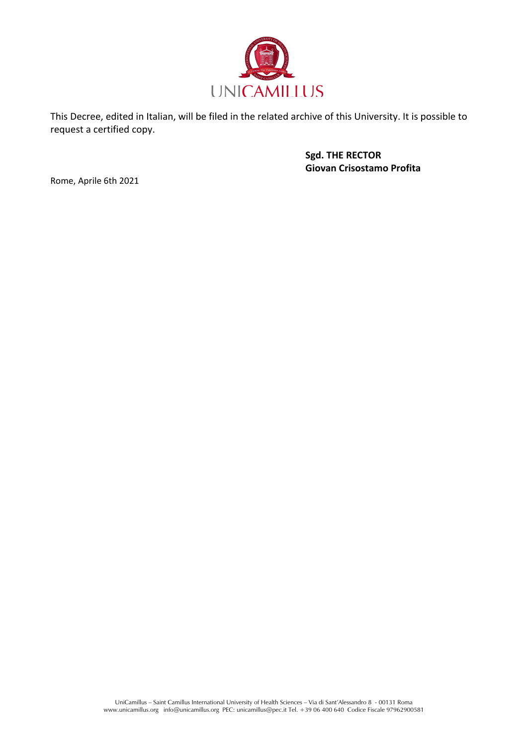This Decree, edited in Italian, will be filed in the related archive of this University. It is possible to request a certified copy.

**Sgd. THE RECTOR**
**Giovan Crisostamo Profita**

Rome, Aprile 6th 2021